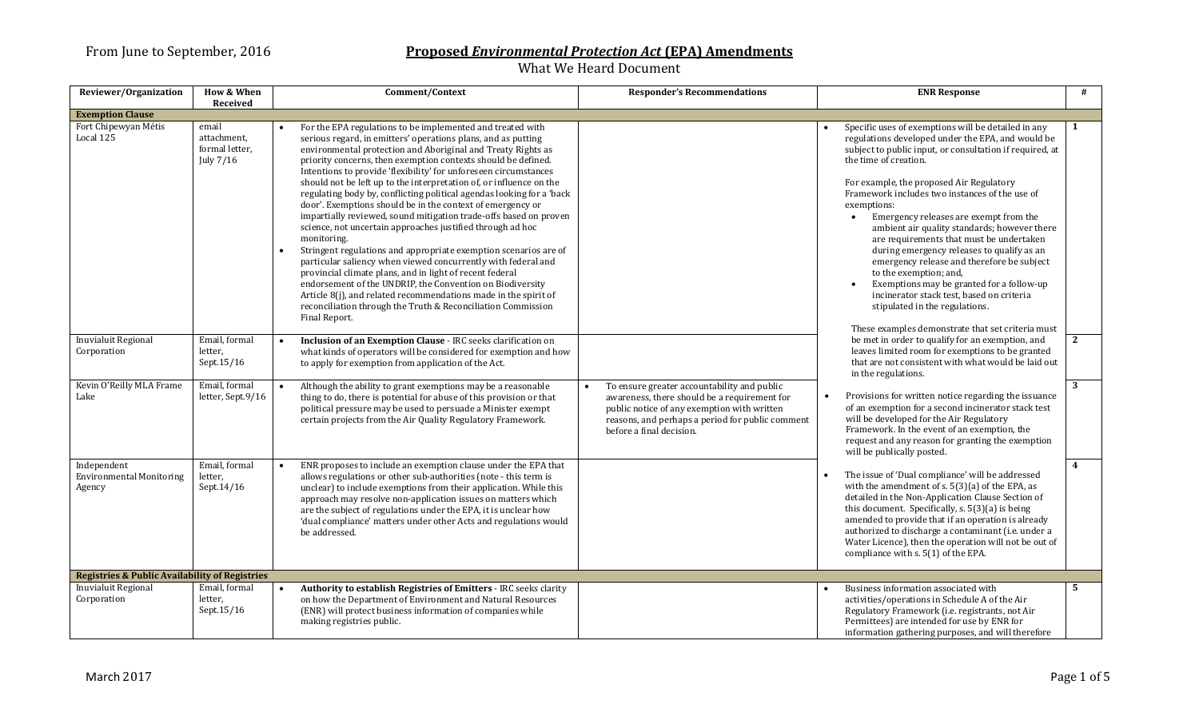From June to September, 2016

# Proposed *Environmental Protection Act* (EPA) Amendments

What We Heard Document

| Reviewer/Organization | How & When Received | Comment/Context | Responder's Recommendations | ENR Response | # |
|---|---|---|---|---|---|
| **Exemption Clause** | | | | | |
| Fort Chipewyan Métis Local 125 | email attachment, formal letter, July 7/16 | • For the EPA regulations to be implemented and treated with serious regard, in emitters' operations plans, and as putting environmental protection and Aboriginal and Treaty Rights as priority concerns, then exemption contexts should be defined. Intentions to provide 'flexibility' for unforeseen circumstances should not be left up to the interpretation of, or influence on the regulating body by, conflicting political agendas looking for a 'back door'. Exemptions should be in the context of emergency or impartially reviewed, sound mitigation trade-offs based on proven science, not uncertain approaches justified through ad hoc monitoring.<br>• Stringent regulations and appropriate exemption scenarios are of particular saliency when viewed concurrently with federal and provincial climate plans, and in light of recent federal endorsement of the UNDRIP, the Convention on Biodiversity Article 8(j), and related recommendations made in the spirit of reconciliation through the Truth & Reconciliation Commission Final Report. | | • Specific uses of exemptions will be detailed in any regulations developed under the EPA, and would be subject to public input, or consultation if required, at the time of creation.<br><br>For example, the proposed Air Regulatory Framework includes two instances of the use of exemptions:<br>• Emergency releases are exempt from the ambient air quality standards; however there are requirements that must be undertaken during emergency releases to qualify as an emergency release and therefore be subject to the exemption; and,<br>• Exemptions may be granted for a follow-up incinerator stack test, based on criteria stipulated in the regulations.<br><br>These examples demonstrate that set criteria must be met in order to qualify for an exemption, and leaves limited room for exemptions to be granted that are not consistent with what would be laid out in the regulations. | 1 |
| Inuvialuit Regional Corporation | Email, formal letter, Sept.15/16 | • **Inclusion of an Exemption Clause** - IRC seeks clarification on what kinds of operators will be considered for exemption and how to apply for exemption from application of the Act. | | | 2 |
| Kevin O'Reilly MLA Frame Lake | Email, formal letter, Sept.9/16 | • Although the ability to grant exemptions may be a reasonable thing to do, there is potential for abuse of this provision or that political pressure may be used to persuade a Minister exempt certain projects from the Air Quality Regulatory Framework. | • To ensure greater accountability and public awareness, there should be a requirement for public notice of any exemption with written reasons, and perhaps a period for public comment before a final decision. | • Provisions for written notice regarding the issuance of an exemption for a second incinerator stack test will be developed for the Air Regulatory Framework. In the event of an exemption, the request and any reason for granting the exemption will be publically posted. | 3 |
| Independent Environmental Monitoring Agency | Email, formal letter, Sept.14/16 | • ENR proposes to include an exemption clause under the EPA that allows regulations or other sub-authorities (note - this term is unclear) to include exemptions from their application. While this approach may resolve non-application issues on matters which are the subject of regulations under the EPA, it is unclear how 'dual compliance' matters under other Acts and regulations would be addressed. | | • The issue of 'Dual compliance' will be addressed with the amendment of s. 5(3)(a) of the EPA, as detailed in the Non-Application Clause Section of this document. Specifically, s. 5(3)(a) is being amended to provide that if an operation is already authorized to discharge a contaminant (i.e. under a Water Licence), then the operation will not be out of compliance with s. 5(1) of the EPA. | 4 |
| **Registries & Public Availability of Registries** | | | | | |
| Inuvialuit Regional Corporation | Email, formal letter, Sept.15/16 | • **Authority to establish Registries of Emitters** - IRC seeks clarity on how the Department of Environment and Natural Resources (ENR) will protect business information of companies while making registries public. | | • Business information associated with activities/operations in Schedule A of the Air Regulatory Framework (i.e. registrants, not Air Permittees) are intended for use by ENR for information gathering purposes, and will therefore | 5 |

March 2017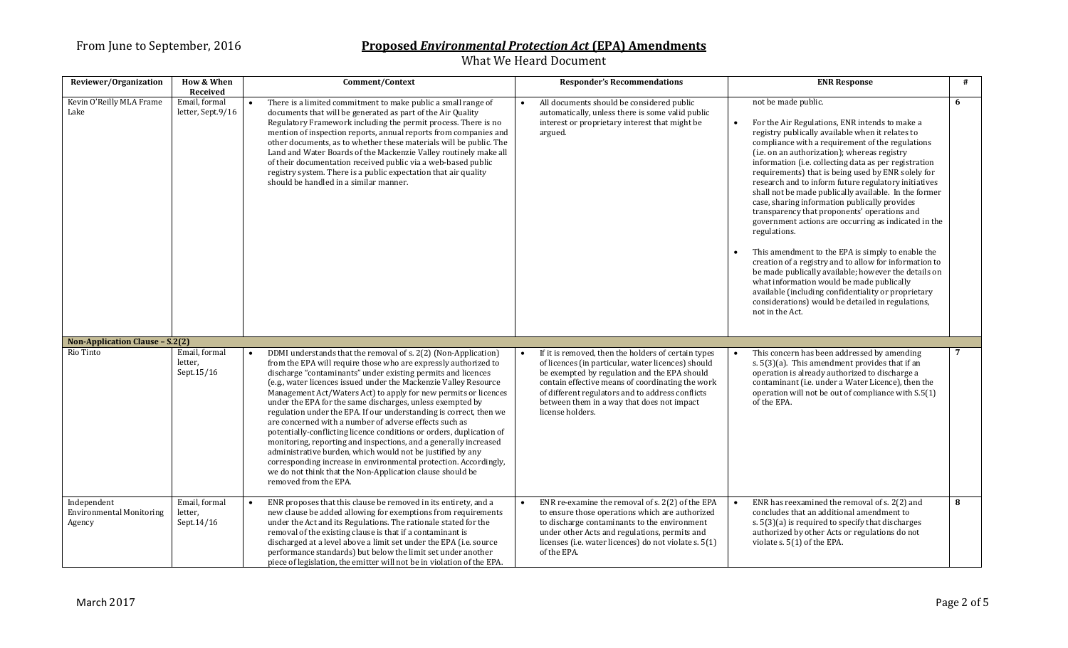From June to September, 2016

# Proposed *Environmental Protection Act* (EPA) Amendments

What We Heard Document

| Reviewer/Organization | How & When Received | Comment/Context | Responder's Recommendations | ENR Response | # |
|---|---|---|---|---|---|
| Kevin O'Reilly MLA Frame Lake | Email, formal letter, Sept.9/16 | • There is a limited commitment to make public a small range of documents that will be generated as part of the Air Quality Regulatory Framework including the permit process. There is no mention of inspection reports, annual reports from companies and other documents, as to whether these materials will be public. The Land and Water Boards of the Mackenzie Valley routinely make all of their documentation received public via a web-based public registry system. There is a public expectation that air quality should be handled in a similar manner. | • All documents should be considered public automatically, unless there is some valid public interest or proprietary interest that might be argued. | not be made public.<br>• For the Air Regulations, ENR intends to make a registry publically available when it relates to compliance with a requirement of the regulations (i.e. on an authorization); whereas registry information (i.e. collecting data as per registration requirements) that is being used by ENR solely for research and to inform future regulatory initiatives shall not be made publically available. In the former case, sharing information publically provides transparency that proponents' operations and government actions are occurring as indicated in the regulations.<br>• This amendment to the EPA is simply to enable the creation of a registry and to allow for information to be made publically available; however the details on what information would be made publically available (including confidentiality or proprietary considerations) would be detailed in regulations, not in the Act. | 6 |
| **Non-Application Clause – S.2(2)** | | | | | |
| Rio Tinto | Email, formal letter, Sept.15/16 | • DDMI understands that the removal of s. 2(2) (Non-Application) from the EPA will require those who are expressly authorized to discharge "contaminants" under existing permits and licences (e.g., water licences issued under the Mackenzie Valley Resource Management Act/Waters Act) to apply for new permits or licences under the EPA for the same discharges, unless exempted by regulation under the EPA. If our understanding is correct, then we are concerned with a number of adverse effects such as potentially-conflicting licence conditions or orders, duplication of monitoring, reporting and inspections, and a generally increased administrative burden, which would not be justified by any corresponding increase in environmental protection. Accordingly, we do not think that the Non-Application clause should be removed from the EPA. | • If it is removed, then the holders of certain types of licences (in particular, water licences) should be exempted by regulation and the EPA should contain effective means of coordinating the work of different regulators and to address conflicts between them in a way that does not impact license holders. | • This concern has been addressed by amending s. 5(3)(a). This amendment provides that if an operation is already authorized to discharge a contaminant (i.e. under a Water Licence), then the operation will not be out of compliance with S.5(1) of the EPA. | 7 |
| Independent Environmental Monitoring Agency | Email, formal letter, Sept.14/16 | • ENR proposes that this clause be removed in its entirety, and a new clause be added allowing for exemptions from requirements under the Act and its Regulations. The rationale stated for the removal of the existing clause is that if a contaminant is discharged at a level above a limit set under the EPA (i.e. source performance standards) but below the limit set under another piece of legislation, the emitter will not be in violation of the EPA. | • ENR re-examine the removal of s. 2(2) of the EPA to ensure those operations which are authorized to discharge contaminants to the environment under other Acts and regulations, permits and licenses (i.e. water licences) do not violate s. 5(1) of the EPA. | • ENR has reexamined the removal of s. 2(2) and concludes that an additional amendment to s. 5(3)(a) is required to specify that discharges authorized by other Acts or regulations do not violate s. 5(1) of the EPA. | 8 |

March 2017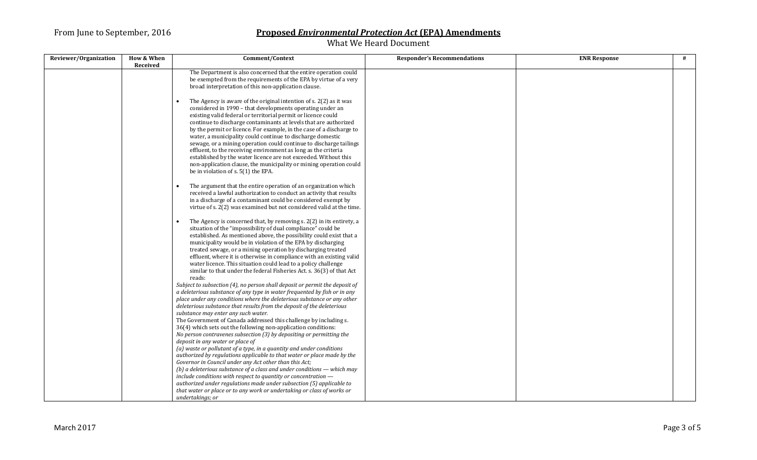| Reviewer/Organization | How & When Received | Comment/Context | Responder's Recommendations | ENR Response | # |
|---|---|---|---|---|---|
| | | The Department is also concerned that the entire operation could be exempted from the requirements of the EPA by virtue of a very broad interpretation of this non-application clause.<br><br>• The Agency is aware of the original intention of s. 2(2) as it was considered in 1990 – that developments operating under an existing valid federal or territorial permit or licence could continue to discharge contaminants at levels that are authorized by the permit or licence. For example, in the case of a discharge to water, a municipality could continue to discharge domestic sewage, or a mining operation could continue to discharge tailings effluent, to the receiving environment as long as the criteria established by the water licence are not exceeded. Without this non-application clause, the municipality or mining operation could be in violation of s. 5(1) the EPA.<br><br>• The argument that the entire operation of an organization which received a lawful authorization to conduct an activity that results in a discharge of a contaminant could be considered exempt by virtue of s. 2(2) was examined but not considered valid at the time.<br><br>• The Agency is concerned that, by removing s. 2(2) in its entirety, a situation of the "impossibility of dual compliance" could be established. As mentioned above, the possibility could exist that a municipality would be in violation of the EPA by discharging treated sewage, or a mining operation by discharging treated effluent, where it is otherwise in compliance with an existing valid water licence. This situation could lead to a policy challenge similar to that under the federal Fisheries Act. s. 36(3) of that Act reads:<br>*Subject to subsection (4), no person shall deposit or permit the deposit of a deleterious substance of any type in water frequented by fish or in any place under any conditions where the deleterious substance or any other deleterious substance that results from the deposit of the deleterious substance may enter any such water.*<br>The Government of Canada addressed this challenge by including s. 36(4) which sets out the following non-application conditions:<br>*No person contravenes subsection (3) by depositing or permitting the deposit in any water or place of*<br>*(a) waste or pollutant of a type, in a quantity and under conditions authorized by regulations applicable to that water or place made by the Governor in Council under any Act other than this Act;*<br>*(b) a deleterious substance of a class and under conditions — which may include conditions with respect to quantity or concentration — authorized under regulations made under subsection (5) applicable to that water or place or to any work or undertaking or class of works or undertakings; or* | | | |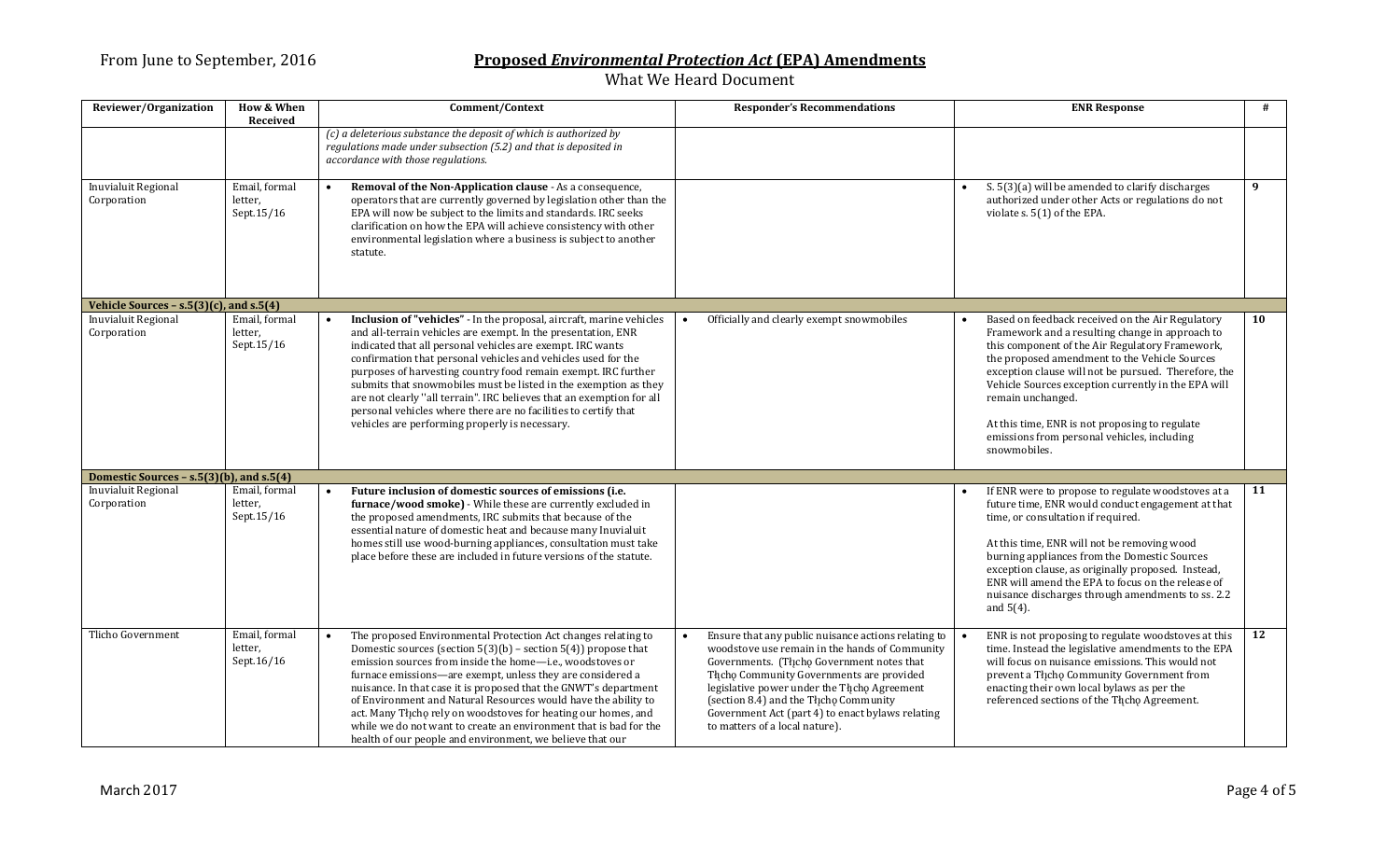From June to September, 2016

# **Proposed *Environmental Protection Act* (EPA) Amendments**

What We Heard Document

| Reviewer/Organization | How & When Received | Comment/Context | Responder's Recommendations | ENR Response | # |
|---|---|---|---|---|---|
| | | *(c) a deleterious substance the deposit of which is authorized by regulations made under subsection (5.2) and that is deposited in accordance with those regulations.* | | | |
| Inuvialuit Regional Corporation | Email, formal letter, Sept.15/16 | • **Removal of the Non-Application clause** - As a consequence, operators that are currently governed by legislation other than the EPA will now be subject to the limits and standards. IRC seeks clarification on how the EPA will achieve consistency with other environmental legislation where a business is subject to another statute. | | • S. 5(3)(a) will be amended to clarify discharges authorized under other Acts or regulations do not violate s. 5(1) of the EPA. | **9** |
| **Vehicle Sources – s.5(3)(c), and s.5(4)** | | | | | |
| Inuvialuit Regional Corporation | Email, formal letter, Sept.15/16 | • **Inclusion of "vehicles"** - In the proposal, aircraft, marine vehicles and all-terrain vehicles are exempt. In the presentation, ENR indicated that all personal vehicles are exempt. IRC wants confirmation that personal vehicles and vehicles used for the purposes of harvesting country food remain exempt. IRC further submits that snowmobiles must be listed in the exemption as they are not clearly ''all terrain". IRC believes that an exemption for all personal vehicles where there are no facilities to certify that vehicles are performing properly is necessary. | • Officially and clearly exempt snowmobiles | • Based on feedback received on the Air Regulatory Framework and a resulting change in approach to this component of the Air Regulatory Framework, the proposed amendment to the Vehicle Sources exception clause will not be pursued. Therefore, the Vehicle Sources exception currently in the EPA will remain unchanged.<br><br>At this time, ENR is not proposing to regulate emissions from personal vehicles, including snowmobiles. | **10** |
| **Domestic Sources – s.5(3)(b), and s.5(4)** | | | | | |
| Inuvialuit Regional Corporation | Email, formal letter, Sept.15/16 | • **Future inclusion of domestic sources of emissions (i.e. furnace/wood smoke)** - While these are currently excluded in the proposed amendments, IRC submits that because of the essential nature of domestic heat and because many Inuvialuit homes still use wood-burning appliances, consultation must take place before these are included in future versions of the statute. | | • If ENR were to propose to regulate woodstoves at a future time, ENR would conduct engagement at that time, or consultation if required.<br><br>At this time, ENR will not be removing wood burning appliances from the Domestic Sources exception clause, as originally proposed. Instead, ENR will amend the EPA to focus on the release of nuisance discharges through amendments to ss. 2.2 and 5(4). | **11** |
| Tlicho Government | Email, formal letter, Sept.16/16 | • The proposed Environmental Protection Act changes relating to Domestic sources (section 5(3)(b) – section 5(4)) propose that emission sources from inside the home—i.e., woodstoves or furnace emissions—are exempt, unless they are considered a nuisance. In that case it is proposed that the GNWT's department of Environment and Natural Resources would have the ability to act. Many Tłı̨chǫ rely on woodstoves for heating our homes, and while we do not want to create an environment that is bad for the health of our people and environment, we believe that our | • Ensure that any public nuisance actions relating to woodstove use remain in the hands of Community Governments. (Tłı̨chǫ Government notes that Tłı̨chǫ Community Governments are provided legislative power under the Tłı̨chǫ Agreement (section 8.4) and the Tłı̨chǫ Community Government Act (part 4) to enact bylaws relating to matters of a local nature). | • ENR is not proposing to regulate woodstoves at this time. Instead the legislative amendments to the EPA will focus on nuisance emissions. This would not prevent a Tłı̨chǫ Community Government from enacting their own local bylaws as per the referenced sections of the Tłı̨chǫ Agreement. | **12** |

March 2017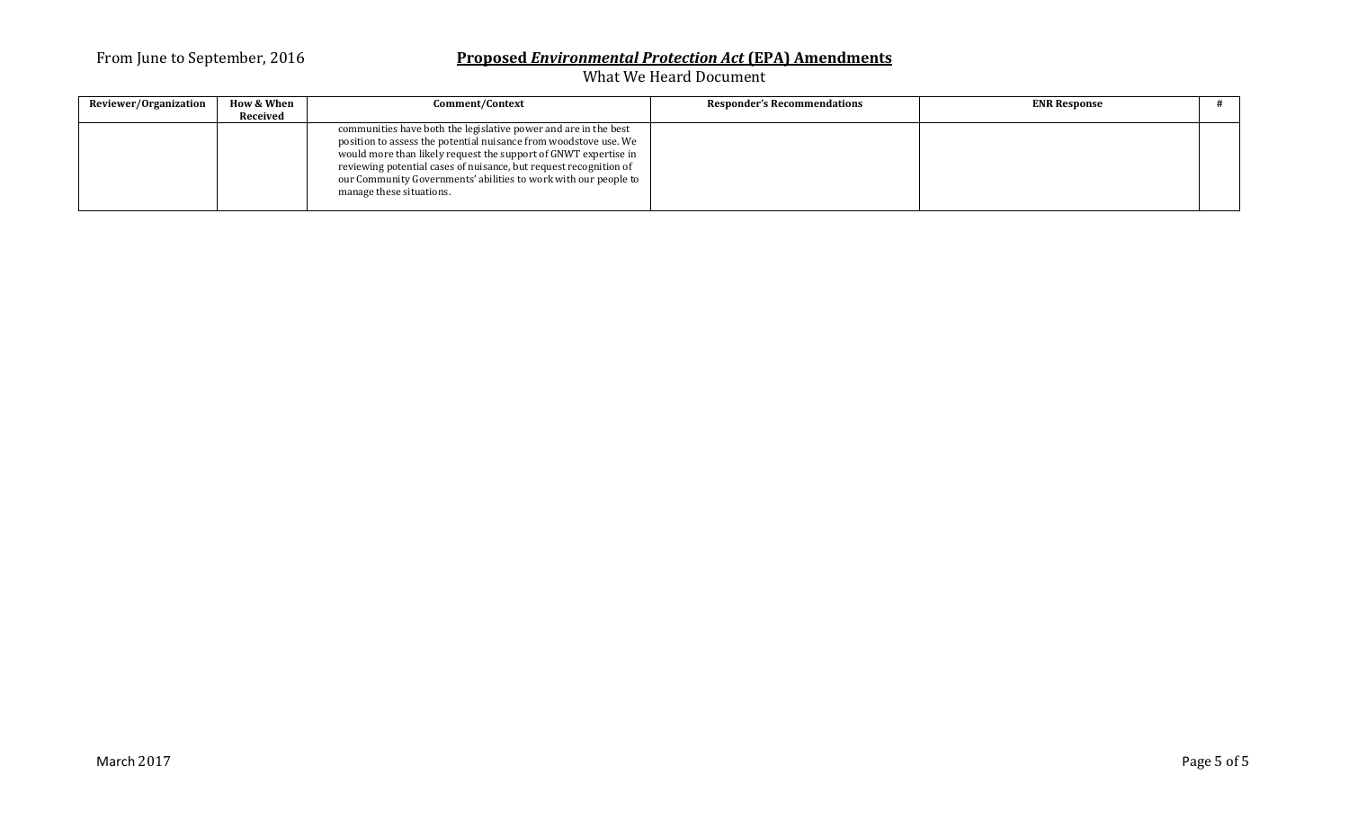| Reviewer/Organization | How & When Received | Comment/Context | Responder's Recommendations | ENR Response | # |
|---|---|---|---|---|---|
| | | communities have both the legislative power and are in the best position to assess the potential nuisance from woodstove use. We would more than likely request the support of GNWT expertise in reviewing potential cases of nuisance, but request recognition of our Community Governments' abilities to work with our people to manage these situations. | | | |